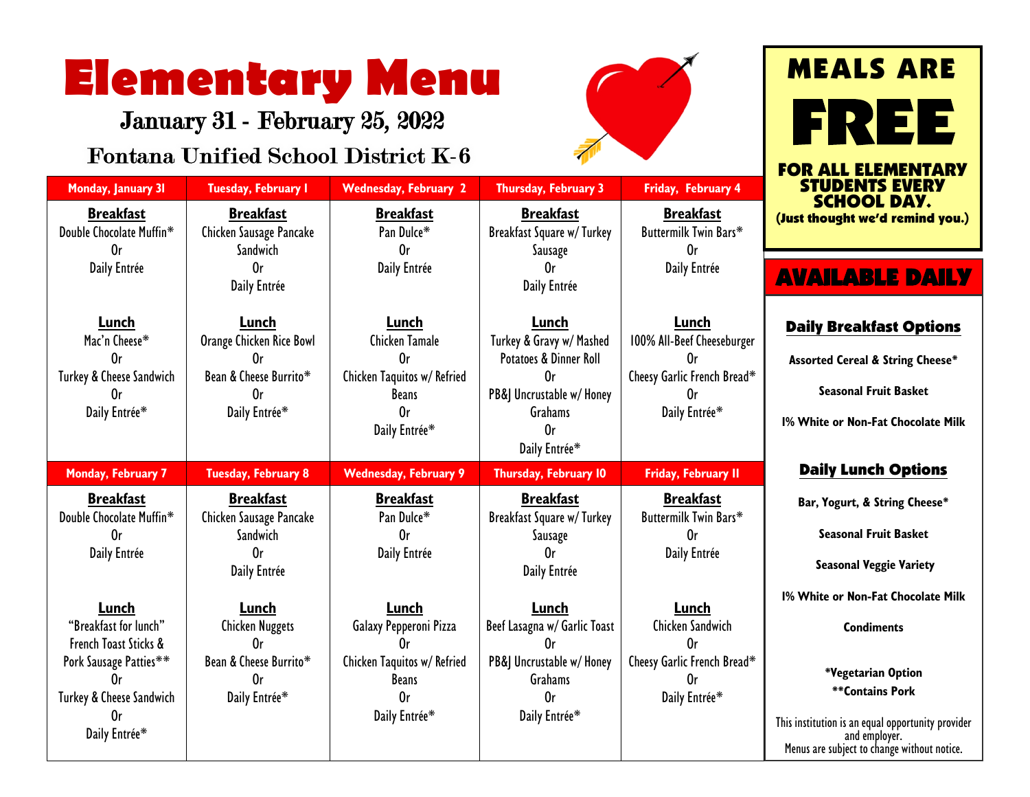# Elementary Menu

## January 31 - February 25, 2022

## Fontana Unified School District K-6

| Monday, January 31 | Tuesday, February 1 | Wednesday, February 2 | Thursday, February 3 | Friday, February 4 |
|---|---|---|---|---|
| **Breakfast**<br>Double Chocolate Muffin*<br>Or<br>Daily Entrée | **Breakfast**<br>Chicken Sausage Pancake Sandwich<br>Or<br>Daily Entrée | **Breakfast**<br>Pan Dulce*<br>Or<br>Daily Entrée | **Breakfast**<br>Breakfast Square w/ Turkey Sausage<br>Or<br>Daily Entrée | **Breakfast**<br>Buttermilk Twin Bars*<br>Or<br>Daily Entrée |
| **Lunch**<br>Mac'n Cheese*<br>Or<br>Turkey & Cheese Sandwich<br>Or<br>Daily Entrée* | **Lunch**<br>Orange Chicken Rice Bowl<br>Or<br>Bean & Cheese Burrito*<br>Or<br>Daily Entrée* | **Lunch**<br>Chicken Tamale<br>Or<br>Chicken Taquitos w/ Refried Beans<br>Or<br>Daily Entrée* | **Lunch**<br>Turkey & Gravy w/ Mashed Potatoes & Dinner Roll<br>Or<br>PB&J Uncrustable w/ Honey Grahams<br>Or<br>Daily Entrée* | **Lunch**<br>100% All-Beef Cheeseburger<br>Or<br>Cheesy Garlic French Bread*<br>Or<br>Daily Entrée* |

| Monday, February 7 | Tuesday, February 8 | Wednesday, February 9 | Thursday, February 10 | Friday, February 11 |
|---|---|---|---|---|
| **Breakfast**<br>Double Chocolate Muffin*<br>Or<br>Daily Entrée | **Breakfast**<br>Chicken Sausage Pancake Sandwich<br>Or<br>Daily Entrée | **Breakfast**<br>Pan Dulce*<br>Or<br>Daily Entrée | **Breakfast**<br>Breakfast Square w/ Turkey Sausage<br>Or<br>Daily Entrée | **Breakfast**<br>Buttermilk Twin Bars*<br>Or<br>Daily Entrée |
| **Lunch**<br>"Breakfast for lunch" French Toast Sticks & Pork Sausage Patties**<br>Or<br>Turkey & Cheese Sandwich<br>Or<br>Daily Entrée* | **Lunch**<br>Chicken Nuggets<br>Or<br>Bean & Cheese Burrito*<br>Or<br>Daily Entrée* | **Lunch**<br>Galaxy Pepperoni Pizza<br>Or<br>Chicken Taquitos w/ Refried Beans<br>Or<br>Daily Entrée* | **Lunch**<br>Beef Lasagna w/ Garlic Toast<br>Or<br>PB&J Uncrustable w/ Honey Grahams<br>Or<br>Daily Entrée* | **Lunch**<br>Chicken Sandwich<br>Or<br>Cheesy Garlic French Bread*<br>Or<br>Daily Entrée* |

## MEALS ARE FREE

**FOR ALL ELEMENTARY STUDENTS EVERY SCHOOL DAY.**
**(Just thought we'd remind you.)**

## AVAILABLE DAILY

### Daily Breakfast Options

**Assorted Cereal & String Cheese***

**Seasonal Fruit Basket**

**1% White or Non-Fat Chocolate Milk**

### Daily Lunch Options

**Bar, Yogurt, & String Cheese***

**Seasonal Fruit Basket**

**Seasonal Veggie Variety**

**1% White or Non-Fat Chocolate Milk**

**Condiments**

***Vegetarian Option**
****Contains Pork**

This institution is an equal opportunity provider and employer.
Menus are subject to change without notice.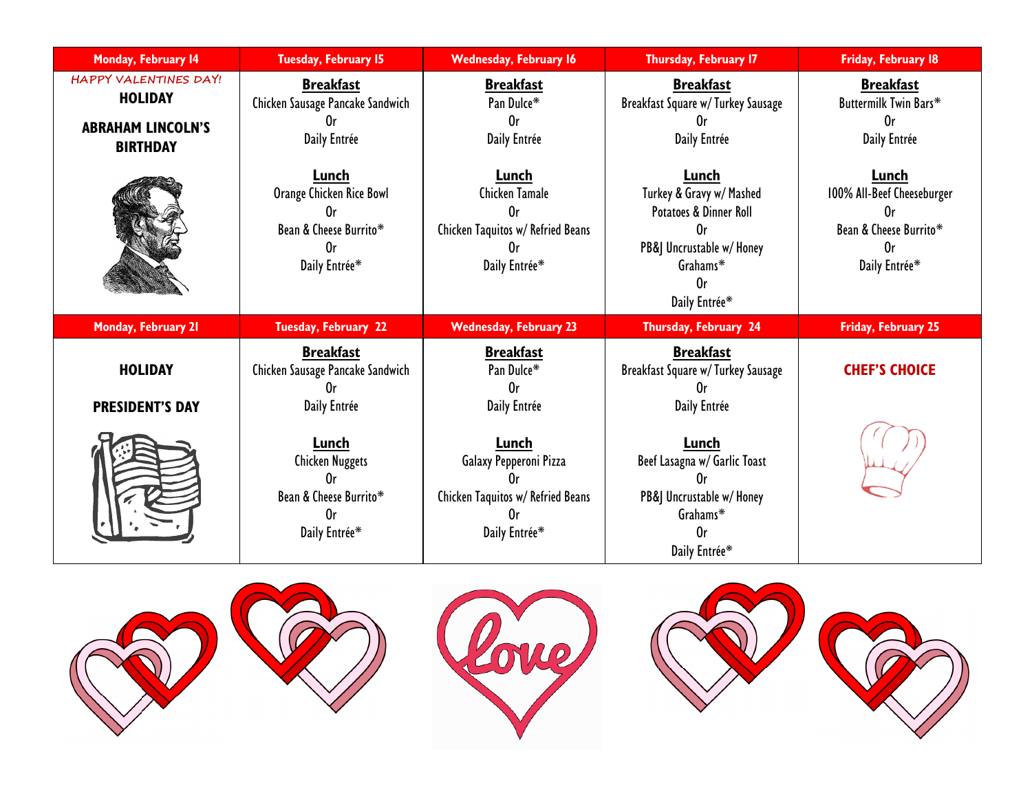| Monday, February 14 | Tuesday, February 15 | Wednesday, February 16 | Thursday, February 17 | Friday, February 18 |
|---|---|---|---|---|
| HAPPY VALENTINES DAY!<br>**HOLIDAY**<br>**ABRAHAM LINCOLN'S BIRTHDAY** | **Breakfast**<br>Chicken Sausage Pancake Sandwich<br>Or<br>Daily Entrée<br><br>**Lunch**<br>Orange Chicken Rice Bowl<br>Or<br>Bean & Cheese Burrito*<br>Or<br>Daily Entrée* | **Breakfast**<br>Pan Dulce*<br>Or<br>Daily Entrée<br><br>**Lunch**<br>Chicken Tamale<br>Or<br>Chicken Taquitos w/ Refried Beans<br>Or<br>Daily Entrée* | **Breakfast**<br>Breakfast Square w/ Turkey Sausage<br>Or<br>Daily Entrée<br><br>**Lunch**<br>Turkey & Gravy w/ Mashed Potatoes & Dinner Roll<br>Or<br>PB&J Uncrustable w/ Honey Grahams*<br>Or<br>Daily Entrée* | **Breakfast**<br>Buttermilk Twin Bars*<br>Or<br>Daily Entrée<br><br>**Lunch**<br>100% All-Beef Cheeseburger<br>Or<br>Bean & Cheese Burrito*<br>Or<br>Daily Entrée* |
| **Monday, February 21** | **Tuesday, February 22** | **Wednesday, February 23** | **Thursday, February 24** | **Friday, February 25** |
| **HOLIDAY**<br>**PRESIDENT'S DAY** | **Breakfast**<br>Chicken Sausage Pancake Sandwich<br>Or<br>Daily Entrée<br><br>**Lunch**<br>Chicken Nuggets<br>Or<br>Bean & Cheese Burrito*<br>Or<br>Daily Entrée* | **Breakfast**<br>Pan Dulce*<br>Or<br>Daily Entrée<br><br>**Lunch**<br>Galaxy Pepperoni Pizza<br>Or<br>Chicken Taquitos w/ Refried Beans<br>Or<br>Daily Entrée* | **Breakfast**<br>Breakfast Square w/ Turkey Sausage<br>Or<br>Daily Entrée<br><br>**Lunch**<br>Beef Lasagna w/ Garlic Toast<br>Or<br>PB&J Uncrustable w/ Honey Grahams*<br>Or<br>Daily Entrée* | **CHEF'S CHOICE** |